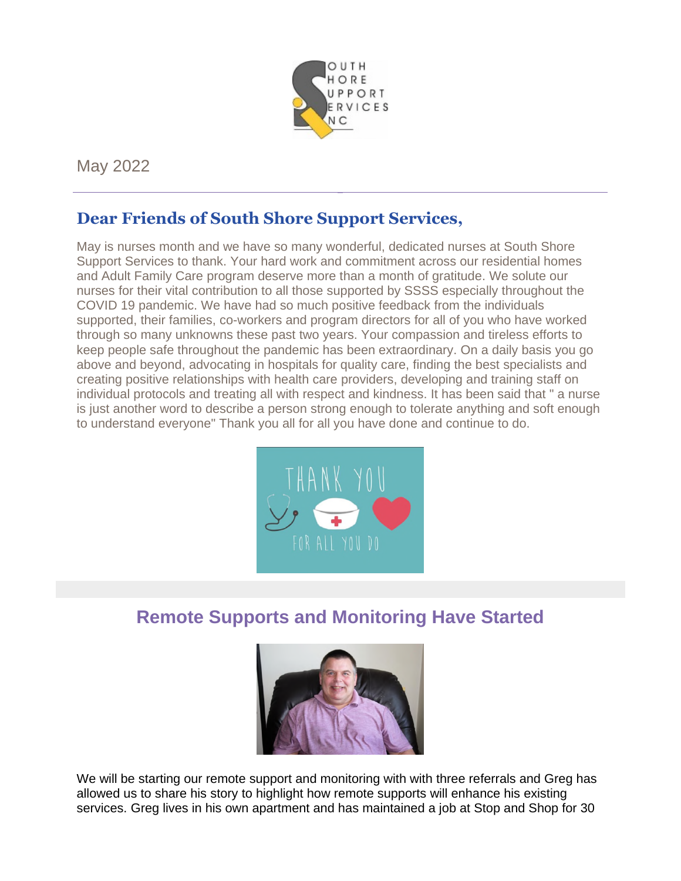May 2022

## Dear Friends of South Shore Support Services,

May is nurses month and we have so many wonderful, dedicated nurses at South Shore Support Services to thank. Your hard work and commitment across our residential homes and Adult Family Care program deserve more than a month of gratitude. We solute our nurses for their vital contribution to all those supported by SSSS especially throughout the COVID 19 pandemic. We have had so much positive feedback from the individuals supported, their families, co-workers and program directors for all of you who have worked through so many unknowns these past two years. Your compassion and tireless efforts to keep people safe throughout the pandemic has been extraordinary. On a daily basis you go above and beyond, advocating in hospitals for quality care, finding the best specialists and creating positive relationships with health care providers, developing and training staff on individual protocols and treating all with respect and kindness. It has been said that " a nurse is just another word to describe a person strong enough to tolerate anything and soft enough to understand everyone" Thank you all for all you have done and continue to do.

## Remote Supports and Monitoring Have Started

We will be starting our remote support and monitoring with with three referrals and Greg has allowed us to share his story to highlight how remote supports will enhance his existing services. Greg lives in his own apartment and has maintained a job at Stop and Shop for 30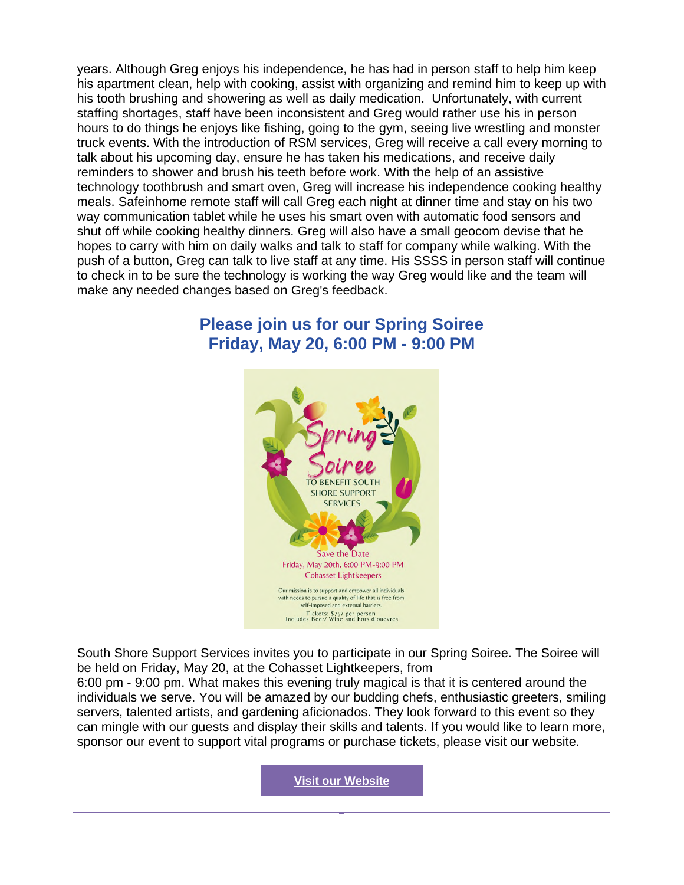years. Although Greg enjoys his independence, he has had in person staff to help him keep his apartment clean, help with cooking, assist with organizing and remind him to keep up with his tooth brushing and showering as well as daily medication. Unfortunately, with current staffing shortages, staff have been inconsistent and Greg would rather use his in person hours to do things he enjoys like fishing, going to the gym, seeing live wrestling and monster truck events. With the introduction of RSM services, Greg will receive a call every morning to talk about his upcoming day, ensure he has taken his medications, and receive daily reminders to shower and brush his teeth before work. With the help of an assistive technology toothbrush and smart oven, Greg will increase his independence cooking healthy meals. Safeinhome remote staff will call Greg each night at dinner time and stay on his two way communication tablet while he uses his smart oven with automatic food sensors and shut off while cooking healthy dinners. Greg will also have a small geocom devise that he hopes to carry with him on daily walks and talk to staff for company while walking. With the push of a button, Greg can talk to live staff at any time. His SSSS in person staff will continue to check in to be sure the technology is working the way Greg would like and the team will make any needed changes based on Greg's feedback.

## Please join us for our Spring Soiree
## Friday, May 20, 6:00 PM - 9:00 PM

Spring Soiree

TO BENEFIT SOUTH SHORE SUPPORT SERVICES

Save the Date

Friday, May 20th, 6:00 PM-9:00 PM

Cohasset Lightkeepers

Our mission is to support and empower all individuals with needs to pursue a quality of life that is free from self-imposed and external barriers.

Tickets: $75/ per person
Includes Beer/ Wine and hors d'ouevres

South Shore Support Services invites you to participate in our Spring Soiree. The Soiree will be held on Friday, May 20, at the Cohasset Lightkeepers, from 6:00 pm - 9:00 pm. What makes this evening truly magical is that it is centered around the individuals we serve. You will be amazed by our budding chefs, enthusiastic greeters, smiling servers, talented artists, and gardening aficionados. They look forward to this event so they can mingle with our guests and display their skills and talents. If you would like to learn more, sponsor our event to support vital programs or purchase tickets, please visit our website.

**Visit our Website**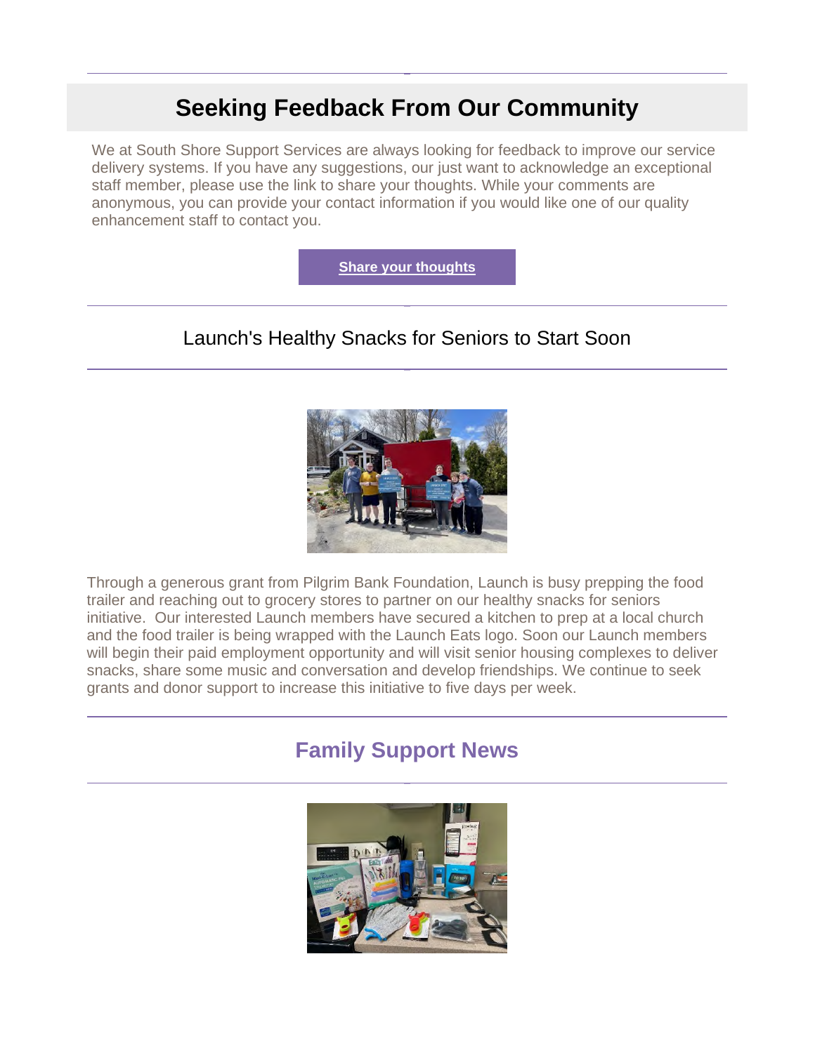## Seeking Feedback From Our Community

We at South Shore Support Services are always looking for feedback to improve our service delivery systems. If you have any suggestions, our just want to acknowledge an exceptional staff member, please use the link to share your thoughts. While your comments are anonymous, you can provide your contact information if you would like one of our quality enhancement staff to contact you.

**Share your thoughts**

---

### Launch's Healthy Snacks for Seniors to Start Soon

---

Through a generous grant from Pilgrim Bank Foundation, Launch is busy prepping the food trailer and reaching out to grocery stores to partner on our healthy snacks for seniors initiative.  Our interested Launch members have secured a kitchen to prep at a local church and the food trailer is being wrapped with the Launch Eats logo. Soon our Launch members will begin their paid employment opportunity and will visit senior housing complexes to deliver snacks, share some music and conversation and develop friendships. We continue to seek grants and donor support to increase this initiative to five days per week.

---

## Family Support News

---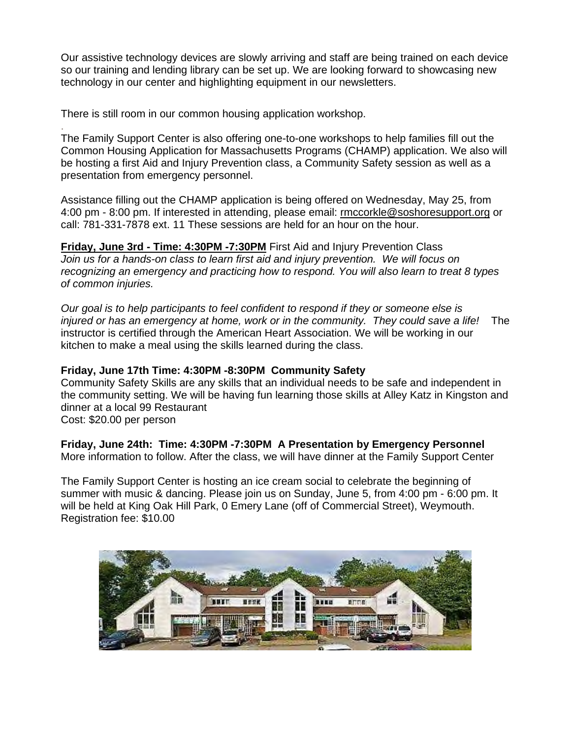Our assistive technology devices are slowly arriving and staff are being trained on each device so our training and lending library can be set up. We are looking forward to showcasing new technology in our center and highlighting equipment in our newsletters.

There is still room in our common housing application workshop.

.

The Family Support Center is also offering one-to-one workshops to help families fill out the Common Housing Application for Massachusetts Programs (CHAMP) application. We also will be hosting a first Aid and Injury Prevention class, a Community Safety session as well as a presentation from emergency personnel.

Assistance filling out the CHAMP application is being offered on Wednesday, May 25, from 4:00 pm - 8:00 pm. If interested in attending, please email: rmccorkle@soshoresupport.org or call: 781-331-7878 ext. 11 These sessions are held for an hour on the hour.

**Friday, June 3rd - Time: 4:30PM -7:30PM** First Aid and Injury Prevention Class
*Join us for a hands-on class to learn first aid and injury prevention. We will focus on recognizing an emergency and practicing how to respond. You will also learn to treat 8 types of common injuries.*

*Our goal is to help participants to feel confident to respond if they or someone else is injured or has an emergency at home, work or in the community. They could save a life!* The instructor is certified through the American Heart Association. We will be working in our kitchen to make a meal using the skills learned during the class.

**Friday, June 17th Time: 4:30PM -8:30PM Community Safety**
Community Safety Skills are any skills that an individual needs to be safe and independent in the community setting. We will be having fun learning those skills at Alley Katz in Kingston and dinner at a local 99 Restaurant
Cost: $20.00 per person

**Friday, June 24th: Time: 4:30PM -7:30PM A Presentation by Emergency Personnel**
More information to follow. After the class, we will have dinner at the Family Support Center

The Family Support Center is hosting an ice cream social to celebrate the beginning of summer with music & dancing. Please join us on Sunday, June 5, from 4:00 pm - 6:00 pm. It will be held at King Oak Hill Park, 0 Emery Lane (off of Commercial Street), Weymouth.
Registration fee: $10.00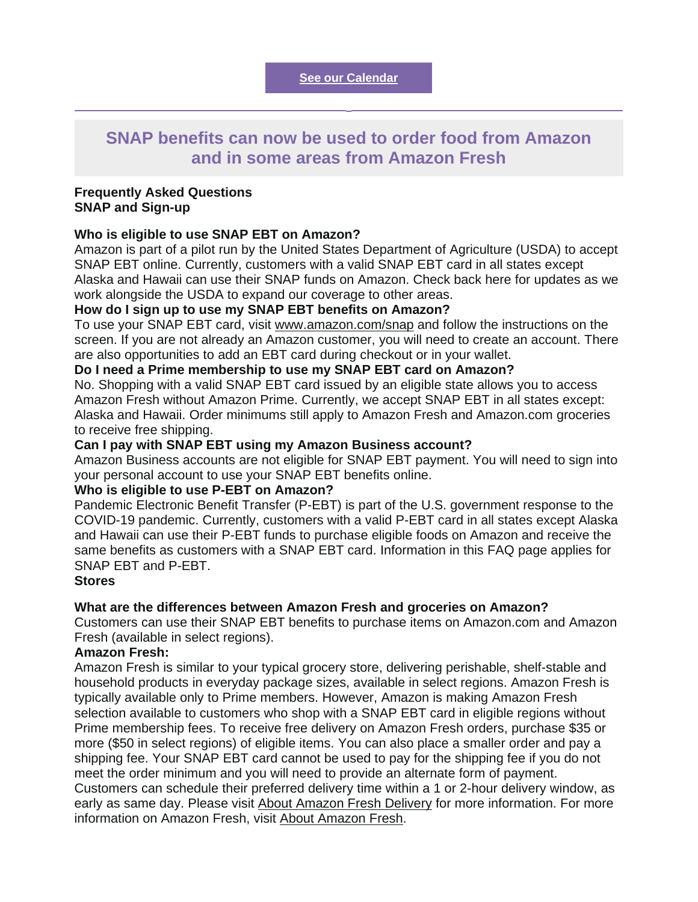[See our Calendar]

---

## SNAP benefits can now be used to order food from Amazon and in some areas from Amazon Fresh

**Frequently Asked Questions**
**SNAP and Sign-up**

**Who is eligible to use SNAP EBT on Amazon?**
Amazon is part of a pilot run by the United States Department of Agriculture (USDA) to accept SNAP EBT online. Currently, customers with a valid SNAP EBT card in all states except Alaska and Hawaii can use their SNAP funds on Amazon. Check back here for updates as we work alongside the USDA to expand our coverage to other areas.

**How do I sign up to use my SNAP EBT benefits on Amazon?**
To use your SNAP EBT card, visit www.amazon.com/snap and follow the instructions on the screen. If you are not already an Amazon customer, you will need to create an account. There are also opportunities to add an EBT card during checkout or in your wallet.

**Do I need a Prime membership to use my SNAP EBT card on Amazon?**
No. Shopping with a valid SNAP EBT card issued by an eligible state allows you to access Amazon Fresh without Amazon Prime. Currently, we accept SNAP EBT in all states except: Alaska and Hawaii. Order minimums still apply to Amazon Fresh and Amazon.com groceries to receive free shipping.

**Can I pay with SNAP EBT using my Amazon Business account?**
Amazon Business accounts are not eligible for SNAP EBT payment. You will need to sign into your personal account to use your SNAP EBT benefits online.

**Who is eligible to use P-EBT on Amazon?**
Pandemic Electronic Benefit Transfer (P-EBT) is part of the U.S. government response to the COVID-19 pandemic. Currently, customers with a valid P-EBT card in all states except Alaska and Hawaii can use their P-EBT funds to purchase eligible foods on Amazon and receive the same benefits as customers with a SNAP EBT card. Information in this FAQ page applies for SNAP EBT and P-EBT.

**Stores**

**What are the differences between Amazon Fresh and groceries on Amazon?**
Customers can use their SNAP EBT benefits to purchase items on Amazon.com and Amazon Fresh (available in select regions).

**Amazon Fresh:**
Amazon Fresh is similar to your typical grocery store, delivering perishable, shelf-stable and household products in everyday package sizes, available in select regions. Amazon Fresh is typically available only to Prime members. However, Amazon is making Amazon Fresh selection available to customers who shop with a SNAP EBT card in eligible regions without Prime membership fees. To receive free delivery on Amazon Fresh orders, purchase $35 or more ($50 in select regions) of eligible items. You can also place a smaller order and pay a shipping fee. Your SNAP EBT card cannot be used to pay for the shipping fee if you do not meet the order minimum and you will need to provide an alternate form of payment. Customers can schedule their preferred delivery time within a 1 or 2-hour delivery window, as early as same day. Please visit About Amazon Fresh Delivery for more information. For more information on Amazon Fresh, visit About Amazon Fresh.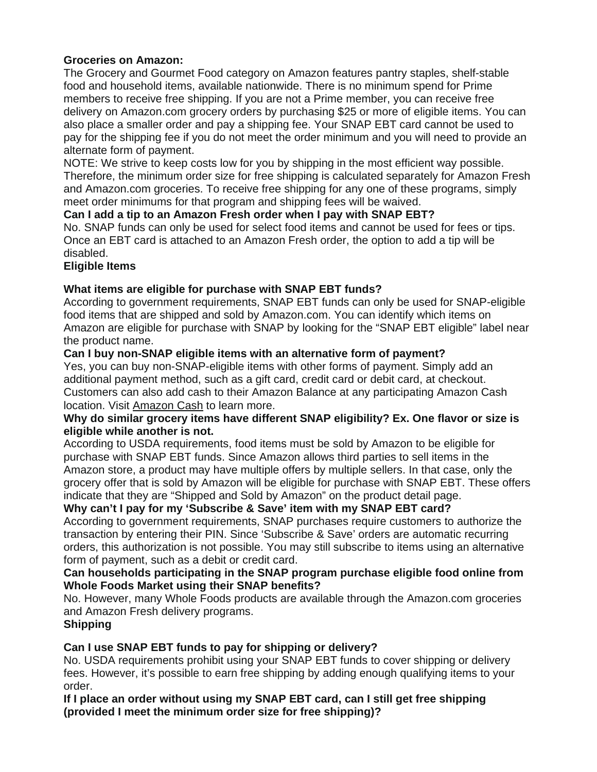**Groceries on Amazon:**

The Grocery and Gourmet Food category on Amazon features pantry staples, shelf-stable food and household items, available nationwide. There is no minimum spend for Prime members to receive free shipping. If you are not a Prime member, you can receive free delivery on Amazon.com grocery orders by purchasing $25 or more of eligible items. You can also place a smaller order and pay a shipping fee. Your SNAP EBT card cannot be used to pay for the shipping fee if you do not meet the order minimum and you will need to provide an alternate form of payment.

NOTE: We strive to keep costs low for you by shipping in the most efficient way possible. Therefore, the minimum order size for free shipping is calculated separately for Amazon Fresh and Amazon.com groceries. To receive free shipping for any one of these programs, simply meet order minimums for that program and shipping fees will be waived.

**Can I add a tip to an Amazon Fresh order when I pay with SNAP EBT?**

No. SNAP funds can only be used for select food items and cannot be used for fees or tips. Once an EBT card is attached to an Amazon Fresh order, the option to add a tip will be disabled.

**Eligible Items**

**What items are eligible for purchase with SNAP EBT funds?**

According to government requirements, SNAP EBT funds can only be used for SNAP-eligible food items that are shipped and sold by Amazon.com. You can identify which items on Amazon are eligible for purchase with SNAP by looking for the "SNAP EBT eligible" label near the product name.

**Can I buy non-SNAP eligible items with an alternative form of payment?**

Yes, you can buy non-SNAP-eligible items with other forms of payment. Simply add an additional payment method, such as a gift card, credit card or debit card, at checkout. Customers can also add cash to their Amazon Balance at any participating Amazon Cash location. Visit Amazon Cash to learn more.

**Why do similar grocery items have different SNAP eligibility? Ex. One flavor or size is eligible while another is not.**

According to USDA requirements, food items must be sold by Amazon to be eligible for purchase with SNAP EBT funds. Since Amazon allows third parties to sell items in the Amazon store, a product may have multiple offers by multiple sellers. In that case, only the grocery offer that is sold by Amazon will be eligible for purchase with SNAP EBT. These offers indicate that they are "Shipped and Sold by Amazon" on the product detail page.

**Why can't I pay for my 'Subscribe & Save' item with my SNAP EBT card?**

According to government requirements, SNAP purchases require customers to authorize the transaction by entering their PIN. Since 'Subscribe & Save' orders are automatic recurring orders, this authorization is not possible. You may still subscribe to items using an alternative form of payment, such as a debit or credit card.

**Can households participating in the SNAP program purchase eligible food online from Whole Foods Market using their SNAP benefits?**

No. However, many Whole Foods products are available through the Amazon.com groceries and Amazon Fresh delivery programs.

**Shipping**

**Can I use SNAP EBT funds to pay for shipping or delivery?**

No. USDA requirements prohibit using your SNAP EBT funds to cover shipping or delivery fees. However, it's possible to earn free shipping by adding enough qualifying items to your order.

**If I place an order without using my SNAP EBT card, can I still get free shipping (provided I meet the minimum order size for free shipping)?**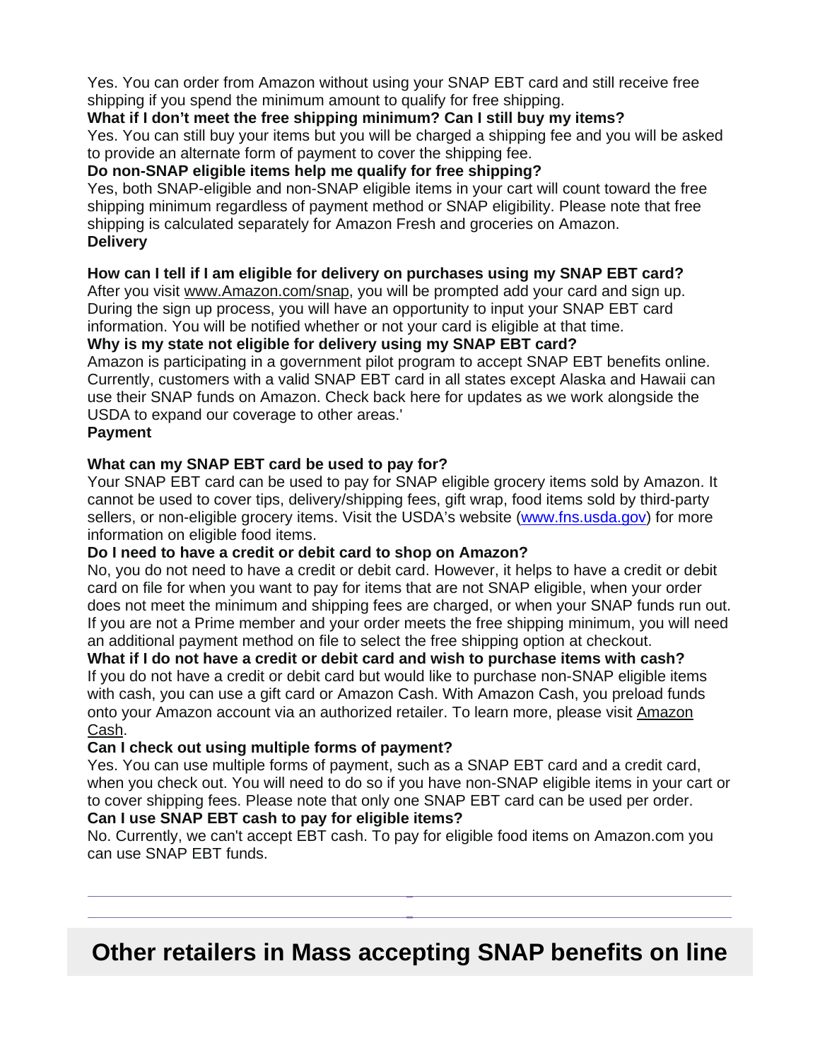Yes. You can order from Amazon without using your SNAP EBT card and still receive free shipping if you spend the minimum amount to qualify for free shipping.

**What if I don't meet the free shipping minimum? Can I still buy my items?**

Yes. You can still buy your items but you will be charged a shipping fee and you will be asked to provide an alternate form of payment to cover the shipping fee.

**Do non-SNAP eligible items help me qualify for free shipping?**

Yes, both SNAP-eligible and non-SNAP eligible items in your cart will count toward the free shipping minimum regardless of payment method or SNAP eligibility. Please note that free shipping is calculated separately for Amazon Fresh and groceries on Amazon.

**Delivery**

**How can I tell if I am eligible for delivery on purchases using my SNAP EBT card?**

After you visit www.Amazon.com/snap, you will be prompted add your card and sign up. During the sign up process, you will have an opportunity to input your SNAP EBT card information. You will be notified whether or not your card is eligible at that time.

**Why is my state not eligible for delivery using my SNAP EBT card?**

Amazon is participating in a government pilot program to accept SNAP EBT benefits online. Currently, customers with a valid SNAP EBT card in all states except Alaska and Hawaii can use their SNAP funds on Amazon. Check back here for updates as we work alongside the USDA to expand our coverage to other areas.'

**Payment**

**What can my SNAP EBT card be used to pay for?**

Your SNAP EBT card can be used to pay for SNAP eligible grocery items sold by Amazon. It cannot be used to cover tips, delivery/shipping fees, gift wrap, food items sold by third-party sellers, or non-eligible grocery items. Visit the USDA's website (www.fns.usda.gov) for more information on eligible food items.

**Do I need to have a credit or debit card to shop on Amazon?**

No, you do not need to have a credit or debit card. However, it helps to have a credit or debit card on file for when you want to pay for items that are not SNAP eligible, when your order does not meet the minimum and shipping fees are charged, or when your SNAP funds run out. If you are not a Prime member and your order meets the free shipping minimum, you will need an additional payment method on file to select the free shipping option at checkout.

**What if I do not have a credit or debit card and wish to purchase items with cash?**

If you do not have a credit or debit card but would like to purchase non-SNAP eligible items with cash, you can use a gift card or Amazon Cash. With Amazon Cash, you preload funds onto your Amazon account via an authorized retailer. To learn more, please visit Amazon Cash.

**Can I check out using multiple forms of payment?**

Yes. You can use multiple forms of payment, such as a SNAP EBT card and a credit card, when you check out. You will need to do so if you have non-SNAP eligible items in your cart or to cover shipping fees. Please note that only one SNAP EBT card can be used per order.

**Can I use SNAP EBT cash to pay for eligible items?**

No. Currently, we can't accept EBT cash. To pay for eligible food items on Amazon.com you can use SNAP EBT funds.

---

---

## Other retailers in Mass accepting SNAP benefits on line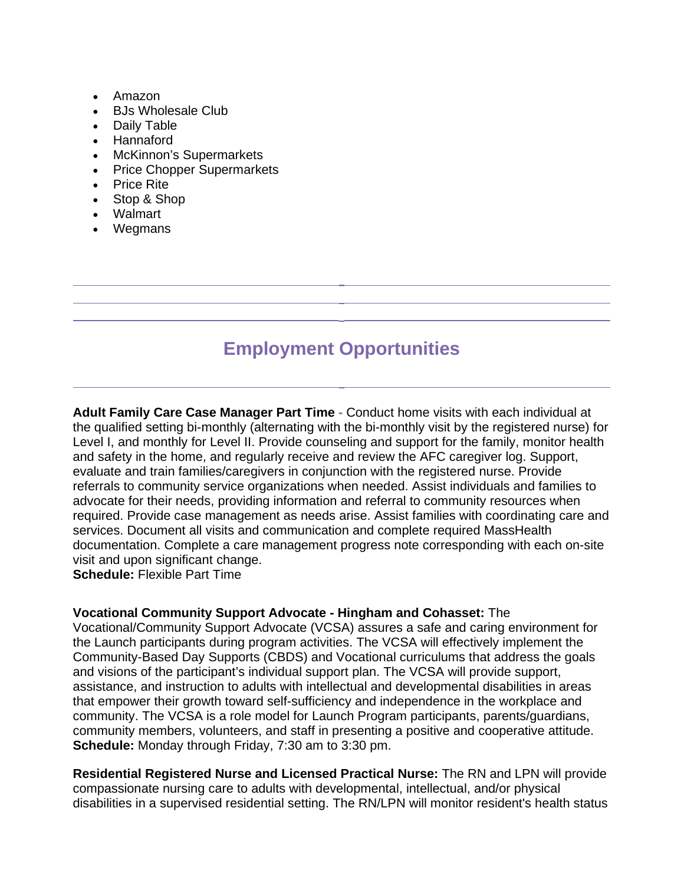- Amazon
- BJs Wholesale Club
- Daily Table
- Hannaford
- McKinnon's Supermarkets
- Price Chopper Supermarkets
- Price Rite
- Stop & Shop
- Walmart
- Wegmans

## Employment Opportunities

**Adult Family Care Case Manager Part Time -** Conduct home visits with each individual at the qualified setting bi-monthly (alternating with the bi-monthly visit by the registered nurse) for Level I, and monthly for Level II. Provide counseling and support for the family, monitor health and safety in the home, and regularly receive and review the AFC caregiver log. Support, evaluate and train families/caregivers in conjunction with the registered nurse. Provide referrals to community service organizations when needed. Assist individuals and families to advocate for their needs, providing information and referral to community resources when required. Provide case management as needs arise. Assist families with coordinating care and services. Document all visits and communication and complete required MassHealth documentation. Complete a care management progress note corresponding with each on-site visit and upon significant change.
**Schedule:** Flexible Part Time

**Vocational Community Support Advocate - Hingham and Cohasset:** The Vocational/Community Support Advocate (VCSA) assures a safe and caring environment for the Launch participants during program activities. The VCSA will effectively implement the Community-Based Day Supports (CBDS) and Vocational curriculums that address the goals and visions of the participant's individual support plan. The VCSA will provide support, assistance, and instruction to adults with intellectual and developmental disabilities in areas that empower their growth toward self-sufficiency and independence in the workplace and community. The VCSA is a role model for Launch Program participants, parents/guardians, community members, volunteers, and staff in presenting a positive and cooperative attitude.
**Schedule:** Monday through Friday, 7:30 am to 3:30 pm.

**Residential Registered Nurse and Licensed Practical Nurse:** The RN and LPN will provide compassionate nursing care to adults with developmental, intellectual, and/or physical disabilities in a supervised residential setting. The RN/LPN will monitor resident's health status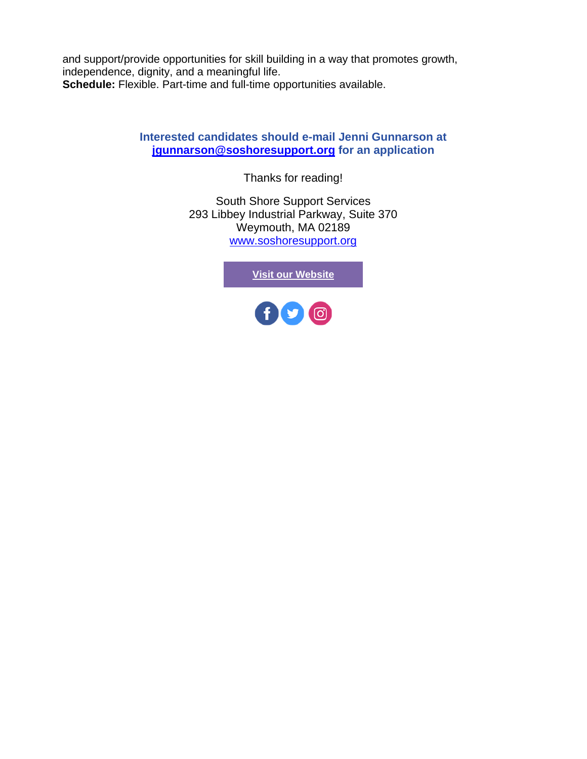and support/provide opportunities for skill building in a way that promotes growth, independence, dignity, and a meaningful life.
**Schedule:** Flexible. Part-time and full-time opportunities available.

**Interested candidates should e-mail Jenni Gunnarson at jgunnarson@soshoresupport.org for an application**

Thanks for reading!

South Shore Support Services
293 Libbey Industrial Parkway, Suite 370
Weymouth, MA 02189
www.soshoresupport.org

**Visit our Website**